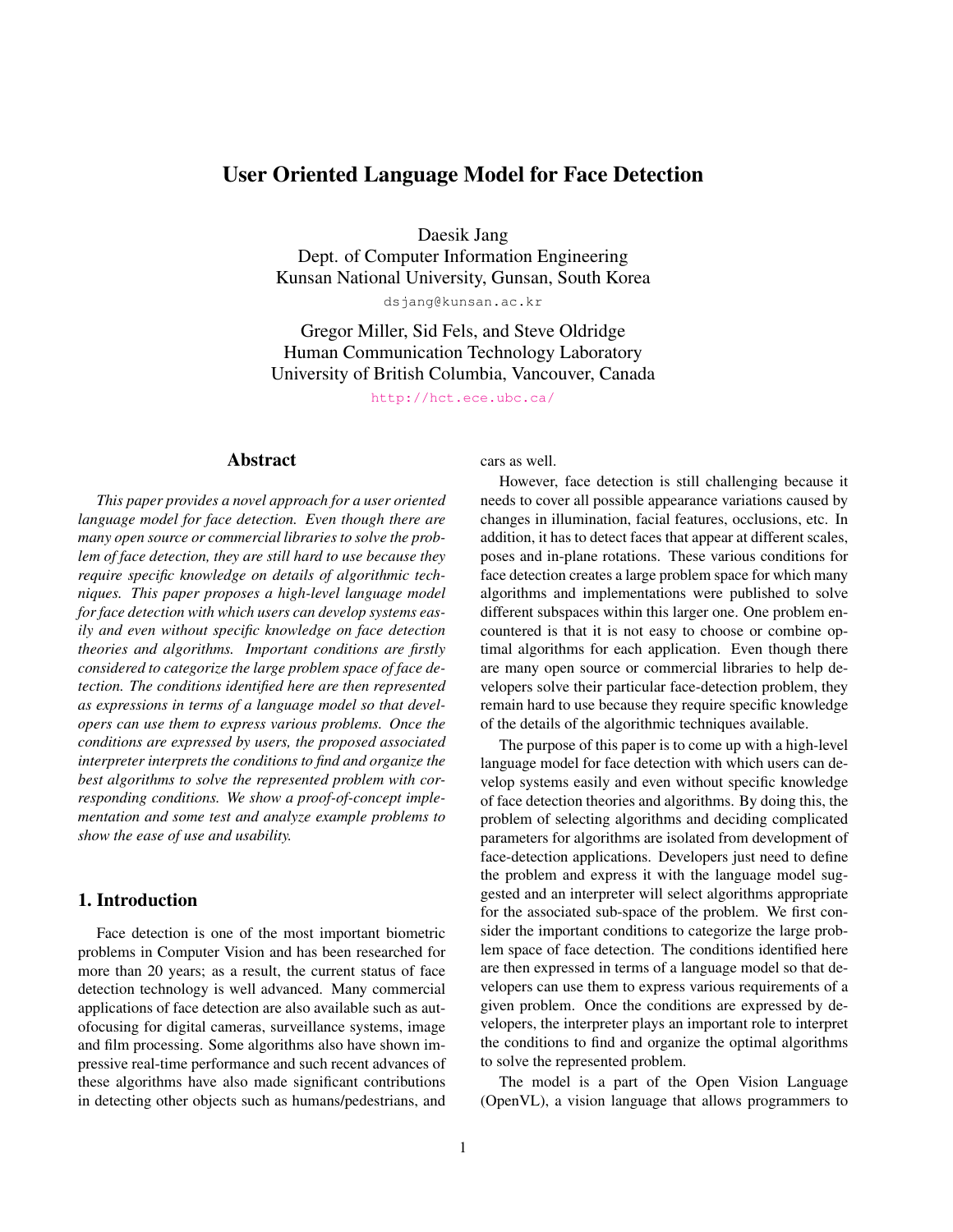# User Oriented Language Model for Face Detection

Daesik Jang
Dept. of Computer Information Engineering
Kunsan National University, Gunsan, South Korea
dsjang@kunsan.ac.kr

Gregor Miller, Sid Fels, and Steve Oldridge
Human Communication Technology Laboratory
University of British Columbia, Vancouver, Canada
http://hct.ece.ubc.ca/

## Abstract

*This paper provides a novel approach for a user oriented language model for face detection. Even though there are many open source or commercial libraries to solve the problem of face detection, they are still hard to use because they require specific knowledge on details of algorithmic techniques. This paper proposes a high-level language model for face detection with which users can develop systems easily and even without specific knowledge on face detection theories and algorithms. Important conditions are firstly considered to categorize the large problem space of face detection. The conditions identified here are then represented as expressions in terms of a language model so that developers can use them to express various problems. Once the conditions are expressed by users, the proposed associated interpreter interprets the conditions to find and organize the best algorithms to solve the represented problem with corresponding conditions. We show a proof-of-concept implementation and some test and analyze example problems to show the ease of use and usability.*

## 1. Introduction

Face detection is one of the most important biometric problems in Computer Vision and has been researched for more than 20 years; as a result, the current status of face detection technology is well advanced. Many commercial applications of face detection are also available such as autofocusing for digital cameras, surveillance systems, image and film processing. Some algorithms also have shown impressive real-time performance and such recent advances of these algorithms have also made significant contributions in detecting other objects such as humans/pedestrians, and cars as well.

However, face detection is still challenging because it needs to cover all possible appearance variations caused by changes in illumination, facial features, occlusions, etc. In addition, it has to detect faces that appear at different scales, poses and in-plane rotations. These various conditions for face detection creates a large problem space for which many algorithms and implementations were published to solve different subspaces within this larger one. One problem encountered is that it is not easy to choose or combine optimal algorithms for each application. Even though there are many open source or commercial libraries to help developers solve their particular face-detection problem, they remain hard to use because they require specific knowledge of the details of the algorithmic techniques available.

The purpose of this paper is to come up with a high-level language model for face detection with which users can develop systems easily and even without specific knowledge of face detection theories and algorithms. By doing this, the problem of selecting algorithms and deciding complicated parameters for algorithms are isolated from development of face-detection applications. Developers just need to define the problem and express it with the language model suggested and an interpreter will select algorithms appropriate for the associated sub-space of the problem. We first consider the important conditions to categorize the large problem space of face detection. The conditions identified here are then expressed in terms of a language model so that developers can use them to express various requirements of a given problem. Once the conditions are expressed by developers, the interpreter plays an important role to interpret the conditions to find and organize the optimal algorithms to solve the represented problem.

The model is a part of the Open Vision Language (OpenVL), a vision language that allows programmers to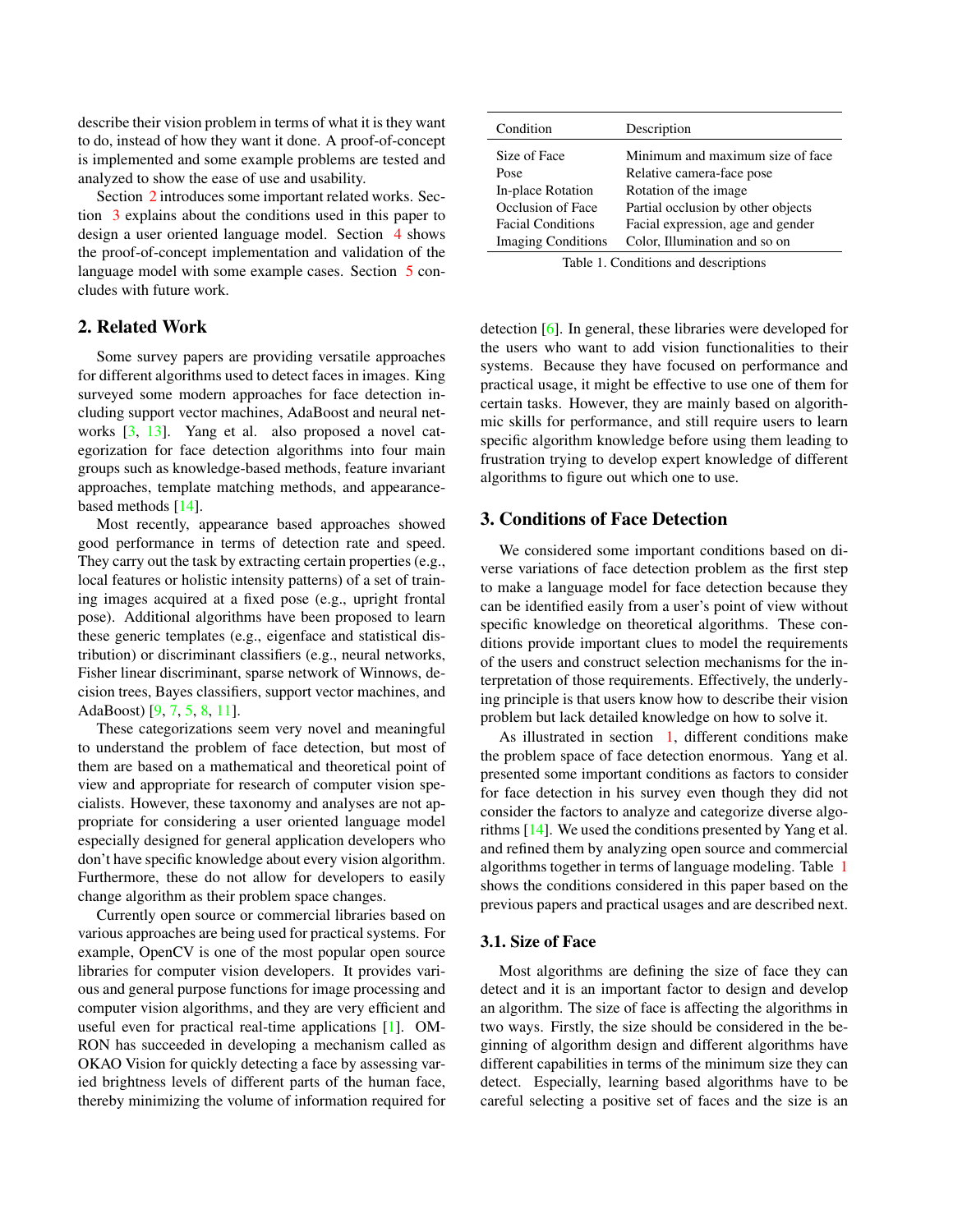describe their vision problem in terms of what it is they want to do, instead of how they want it done. A proof-of-concept is implemented and some example problems are tested and analyzed to show the ease of use and usability.

Section 2 introduces some important related works. Section 3 explains about the conditions used in this paper to design a user oriented language model. Section 4 shows the proof-of-concept implementation and validation of the language model with some example cases. Section 5 concludes with future work.

## 2. Related Work

Some survey papers are providing versatile approaches for different algorithms used to detect faces in images. King surveyed some modern approaches for face detection including support vector machines, AdaBoost and neural networks [3, 13]. Yang et al. also proposed a novel categorization for face detection algorithms into four main groups such as knowledge-based methods, feature invariant approaches, template matching methods, and appearance-based methods [14].

Most recently, appearance based approaches showed good performance in terms of detection rate and speed. They carry out the task by extracting certain properties (e.g., local features or holistic intensity patterns) of a set of training images acquired at a fixed pose (e.g., upright frontal pose). Additional algorithms have been proposed to learn these generic templates (e.g., eigenface and statistical distribution) or discriminant classifiers (e.g., neural networks, Fisher linear discriminant, sparse network of Winnows, decision trees, Bayes classifiers, support vector machines, and AdaBoost) [9, 7, 5, 8, 11].

These categorizations seem very novel and meaningful to understand the problem of face detection, but most of them are based on a mathematical and theoretical point of view and appropriate for research of computer vision specialists. However, these taxonomy and analyses are not appropriate for considering a user oriented language model especially designed for general application developers who don't have specific knowledge about every vision algorithm. Furthermore, these do not allow for developers to easily change algorithm as their problem space changes.

Currently open source or commercial libraries based on various approaches are being used for practical systems. For example, OpenCV is one of the most popular open source libraries for computer vision developers. It provides various and general purpose functions for image processing and computer vision algorithms, and they are very efficient and useful even for practical real-time applications [1]. OMRON has succeeded in developing a mechanism called as OKAO Vision for quickly detecting a face by assessing varied brightness levels of different parts of the human face, thereby minimizing the volume of information required for detection [6]. In general, these libraries were developed for the users who want to add vision functionalities to their systems. Because they have focused on performance and practical usage, it might be effective to use one of them for certain tasks. However, they are mainly based on algorithmic skills for performance, and still require users to learn specific algorithm knowledge before using them leading to frustration trying to develop expert knowledge of different algorithms to figure out which one to use.

| Condition | Description |
| --- | --- |
| Size of Face | Minimum and maximum size of face |
| Pose | Relative camera-face pose |
| In-place Rotation | Rotation of the image |
| Occlusion of Face | Partial occlusion by other objects |
| Facial Conditions | Facial expression, age and gender |
| Imaging Conditions | Color, Illumination and so on |

Table 1. Conditions and descriptions

## 3. Conditions of Face Detection

We considered some important conditions based on diverse variations of face detection problem as the first step to make a language model for face detection because they can be identified easily from a user's point of view without specific knowledge on theoretical algorithms. These conditions provide important clues to model the requirements of the users and construct selection mechanisms for the interpretation of those requirements. Effectively, the underlying principle is that users know how to describe their vision problem but lack detailed knowledge on how to solve it.

As illustrated in section 1, different conditions make the problem space of face detection enormous. Yang et al. presented some important conditions as factors to consider for face detection in his survey even though they did not consider the factors to analyze and categorize diverse algorithms [14]. We used the conditions presented by Yang et al. and refined them by analyzing open source and commercial algorithms together in terms of language modeling. Table 1 shows the conditions considered in this paper based on the previous papers and practical usages and are described next.

### 3.1. Size of Face

Most algorithms are defining the size of face they can detect and it is an important factor to design and develop an algorithm. The size of face is affecting the algorithms in two ways. Firstly, the size should be considered in the beginning of algorithm design and different algorithms have different capabilities in terms of the minimum size they can detect. Especially, learning based algorithms have to be careful selecting a positive set of faces and the size is an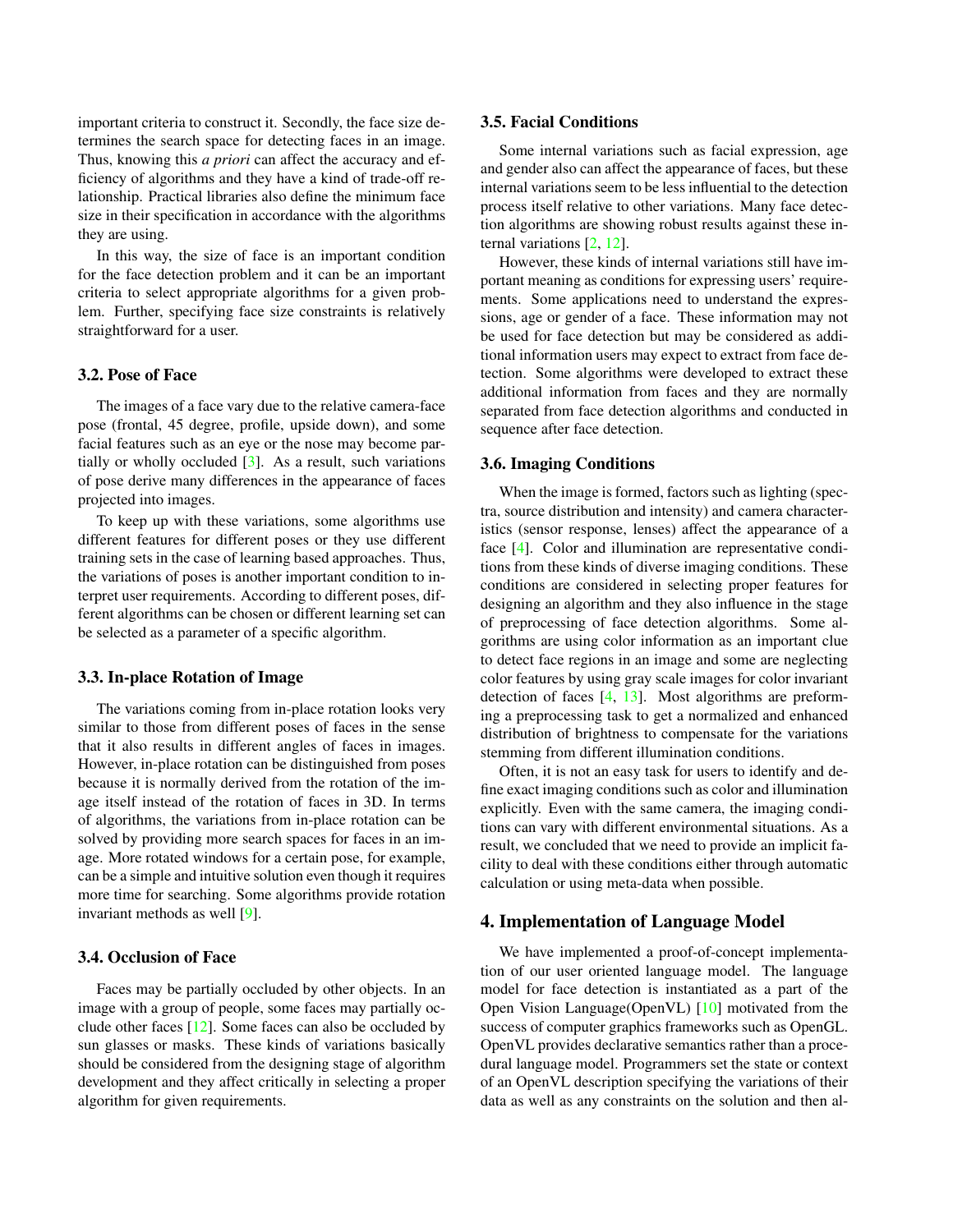important criteria to construct it. Secondly, the face size determines the search space for detecting faces in an image. Thus, knowing this *a priori* can affect the accuracy and efficiency of algorithms and they have a kind of trade-off relationship. Practical libraries also define the minimum face size in their specification in accordance with the algorithms they are using.

In this way, the size of face is an important condition for the face detection problem and it can be an important criteria to select appropriate algorithms for a given problem. Further, specifying face size constraints is relatively straightforward for a user.

### 3.2. Pose of Face

The images of a face vary due to the relative camera-face pose (frontal, 45 degree, profile, upside down), and some facial features such as an eye or the nose may become partially or wholly occluded [3]. As a result, such variations of pose derive many differences in the appearance of faces projected into images.

To keep up with these variations, some algorithms use different features for different poses or they use different training sets in the case of learning based approaches. Thus, the variations of poses is another important condition to interpret user requirements. According to different poses, different algorithms can be chosen or different learning set can be selected as a parameter of a specific algorithm.

### 3.3. In-place Rotation of Image

The variations coming from in-place rotation looks very similar to those from different poses of faces in the sense that it also results in different angles of faces in images. However, in-place rotation can be distinguished from poses because it is normally derived from the rotation of the image itself instead of the rotation of faces in 3D. In terms of algorithms, the variations from in-place rotation can be solved by providing more search spaces for faces in an image. More rotated windows for a certain pose, for example, can be a simple and intuitive solution even though it requires more time for searching. Some algorithms provide rotation invariant methods as well [9].

### 3.4. Occlusion of Face

Faces may be partially occluded by other objects. In an image with a group of people, some faces may partially occlude other faces [12]. Some faces can also be occluded by sun glasses or masks. These kinds of variations basically should be considered from the designing stage of algorithm development and they affect critically in selecting a proper algorithm for given requirements.

### 3.5. Facial Conditions

Some internal variations such as facial expression, age and gender also can affect the appearance of faces, but these internal variations seem to be less influential to the detection process itself relative to other variations. Many face detection algorithms are showing robust results against these internal variations [2, 12].

However, these kinds of internal variations still have important meaning as conditions for expressing users' requirements. Some applications need to understand the expressions, age or gender of a face. These information may not be used for face detection but may be considered as additional information users may expect to extract from face detection. Some algorithms were developed to extract these additional information from faces and they are normally separated from face detection algorithms and conducted in sequence after face detection.

### 3.6. Imaging Conditions

When the image is formed, factors such as lighting (spectra, source distribution and intensity) and camera characteristics (sensor response, lenses) affect the appearance of a face [4]. Color and illumination are representative conditions from these kinds of diverse imaging conditions. These conditions are considered in selecting proper features for designing an algorithm and they also influence in the stage of preprocessing of face detection algorithms. Some algorithms are using color information as an important clue to detect face regions in an image and some are neglecting color features by using gray scale images for color invariant detection of faces [4, 13]. Most algorithms are preforming a preprocessing task to get a normalized and enhanced distribution of brightness to compensate for the variations stemming from different illumination conditions.

Often, it is not an easy task for users to identify and define exact imaging conditions such as color and illumination explicitly. Even with the same camera, the imaging conditions can vary with different environmental situations. As a result, we concluded that we need to provide an implicit facility to deal with these conditions either through automatic calculation or using meta-data when possible.

## 4. Implementation of Language Model

We have implemented a proof-of-concept implementation of our user oriented language model. The language model for face detection is instantiated as a part of the Open Vision Language(OpenVL) [10] motivated from the success of computer graphics frameworks such as OpenGL. OpenVL provides declarative semantics rather than a procedural language model. Programmers set the state or context of an OpenVL description specifying the variations of their data as well as any constraints on the solution and then al-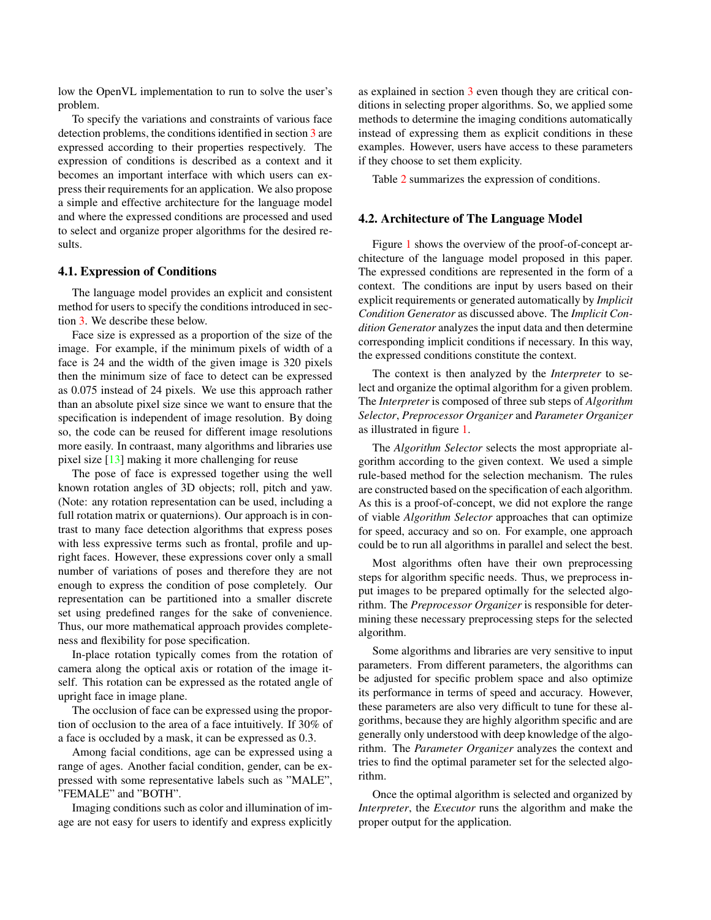low the OpenVL implementation to run to solve the user's problem.

To specify the variations and constraints of various face detection problems, the conditions identified in section 3 are expressed according to their properties respectively. The expression of conditions is described as a context and it becomes an important interface with which users can express their requirements for an application. We also propose a simple and effective architecture for the language model and where the expressed conditions are processed and used to select and organize proper algorithms for the desired results.

### 4.1. Expression of Conditions

The language model provides an explicit and consistent method for users to specify the conditions introduced in section 3. We describe these below.

Face size is expressed as a proportion of the size of the image. For example, if the minimum pixels of width of a face is 24 and the width of the given image is 320 pixels then the minimum size of face to detect can be expressed as 0.075 instead of 24 pixels. We use this approach rather than an absolute pixel size since we want to ensure that the specification is independent of image resolution. By doing so, the code can be reused for different image resolutions more easily. In contraast, many algorithms and libraries use pixel size [13] making it more challenging for reuse

The pose of face is expressed together using the well known rotation angles of 3D objects; roll, pitch and yaw. (Note: any rotation representation can be used, including a full rotation matrix or quaternions). Our approach is in contrast to many face detection algorithms that express poses with less expressive terms such as frontal, profile and upright faces. However, these expressions cover only a small number of variations of poses and therefore they are not enough to express the condition of pose completely. Our representation can be partitioned into a smaller discrete set using predefined ranges for the sake of convenience. Thus, our more mathematical approach provides completeness and flexibility for pose specification.

In-place rotation typically comes from the rotation of camera along the optical axis or rotation of the image itself. This rotation can be expressed as the rotated angle of upright face in image plane.

The occlusion of face can be expressed using the proportion of occlusion to the area of a face intuitively. If 30% of a face is occluded by a mask, it can be expressed as 0.3.

Among facial conditions, age can be expressed using a range of ages. Another facial condition, gender, can be expressed with some representative labels such as "MALE", "FEMALE" and "BOTH".

Imaging conditions such as color and illumination of image are not easy for users to identify and express explicitly as explained in section 3 even though they are critical conditions in selecting proper algorithms. So, we applied some methods to determine the imaging conditions automatically instead of expressing them as explicit conditions in these examples. However, users have access to these parameters if they choose to set them explicty.

Table 2 summarizes the expression of conditions.

### 4.2. Architecture of The Language Model

Figure 1 shows the overview of the proof-of-concept architecture of the language model proposed in this paper. The expressed conditions are represented in the form of a context. The conditions are input by users based on their explicit requirements or generated automatically by *Implicit Condition Generator* as discussed above. The *Implicit Condition Generator* analyzes the input data and then determine corresponding implicit conditions if necessary. In this way, the expressed conditions constitute the context.

The context is then analyzed by the *Interpreter* to select and organize the optimal algorithm for a given problem. The *Interpreter* is composed of three sub steps of *Algorithm Selector*, *Preprocessor Organizer* and *Parameter Organizer* as illustrated in figure 1.

The *Algorithm Selector* selects the most appropriate algorithm according to the given context. We used a simple rule-based method for the selection mechanism. The rules are constructed based on the specification of each algorithm. As this is a proof-of-concept, we did not explore the range of viable *Algorithm Selector* approaches that can optimize for speed, accuracy and so on. For example, one approach could be to run all algorithms in parallel and select the best.

Most algorithms often have their own preprocessing steps for algorithm specific needs. Thus, we preprocess input images to be prepared optimally for the selected algorithm. The *Preprocessor Organizer* is responsible for determining these necessary preprocessing steps for the selected algorithm.

Some algorithms and libraries are very sensitive to input parameters. From different parameters, the algorithms can be adjusted for specific problem space and also optimize its performance in terms of speed and accuracy. However, these parameters are also very difficult to tune for these algorithms, because they are highly algorithm specific and are generally only understood with deep knowledge of the algorithm. The *Parameter Organizer* analyzes the context and tries to find the optimal parameter set for the selected algorithm.

Once the optimal algorithm is selected and organized by *Interpreter*, the *Executor* runs the algorithm and make the proper output for the application.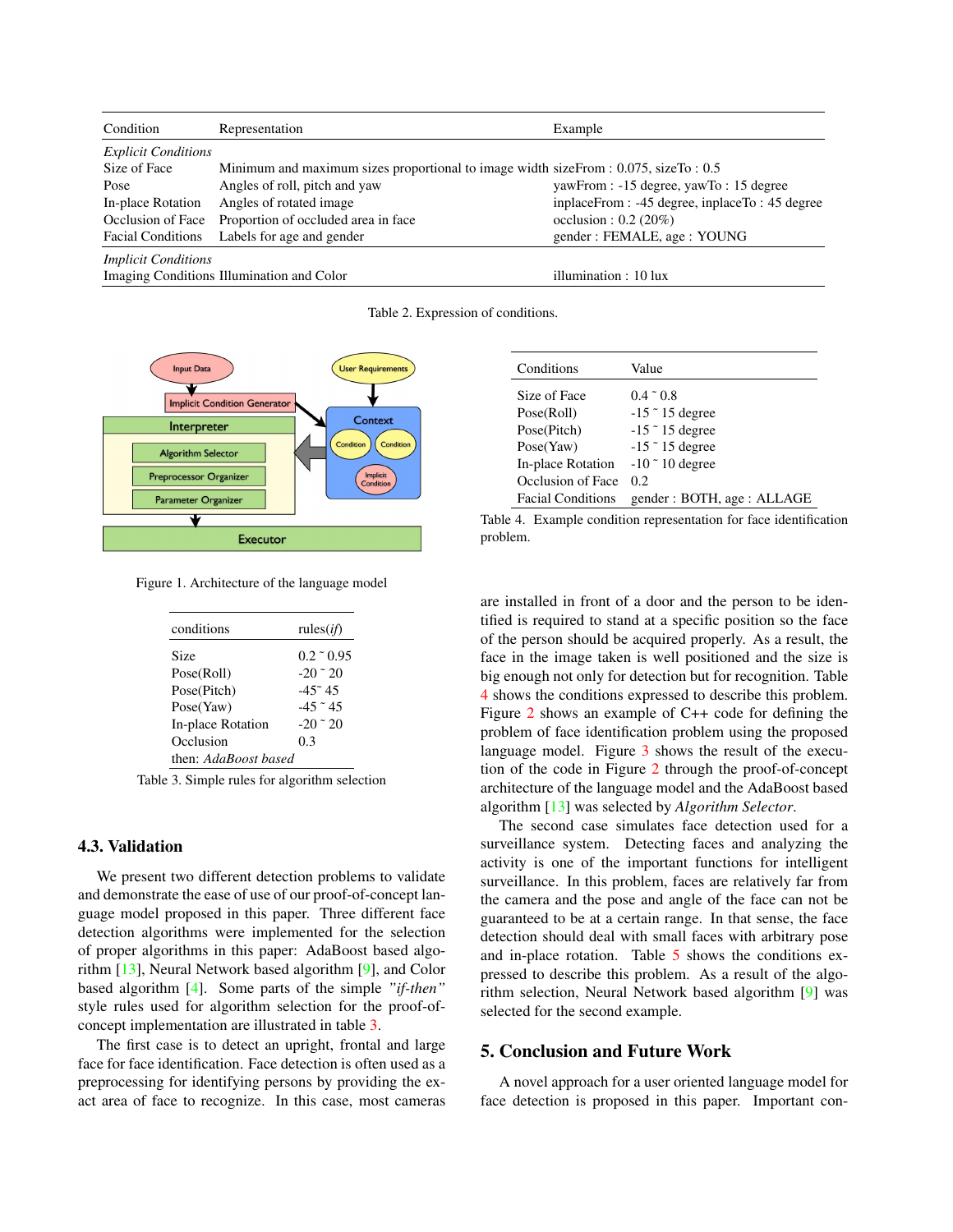| Condition | Representation | Example |
|---|---|---|
| *Explicit Conditions* | | |
| Size of Face | Minimum and maximum sizes proportional to image width | sizeFrom : 0.075, sizeTo : 0.5 |
| Pose | Angles of roll, pitch and yaw | yawFrom : -15 degree, yawTo : 15 degree |
| In-place Rotation | Angles of rotated image | inplaceFrom : -45 degree, inplaceTo : 45 degree |
| Occlusion of Face | Proportion of occluded area in face | occlusion : 0.2 (20%) |
| Facial Conditions | Labels for age and gender | gender : FEMALE, age : YOUNG |
| *Implicit Conditions* | | |
| Imaging Conditions | Illumination and Color | illumination : 10 lux |

Table 2. Expression of conditions.

Input Data
Implicit Condition Generator
User Requirements
Interpreter
Algorithm Selector
Preprocessor Organizer
Parameter Organizer
Context
Condition
Condition
Implicit Condition
Executor

Figure 1. Architecture of the language model

| conditions | rules(*if*) |
|---|---|
| Size | 0.2 ˜ 0.95 |
| Pose(Roll) | -20 ˜ 20 |
| Pose(Pitch) | -45˜ 45 |
| Pose(Yaw) | -45 ˜ 45 |
| In-place Rotation | -20 ˜ 20 |
| Occlusion | 0.3 |
| then: *AdaBoost based* | |

Table 3. Simple rules for algorithm selection

### 4.3. Validation

We present two different detection problems to validate and demonstrate the ease of use of our proof-of-concept language model proposed in this paper. Three different face detection algorithms were implemented for the selection of proper algorithms in this paper: AdaBoost based algorithm [13], Neural Network based algorithm [9], and Color based algorithm [4]. Some parts of the simple *"if-then"* style rules used for algorithm selection for the proof-of-concept implementation are illustrated in table 3.

The first case is to detect an upright, frontal and large face for face identification. Face detection is often used as a preprocessing for identifying persons by providing the exact area of face to recognize. In this case, most cameras are installed in front of a door and the person to be identified is required to stand at a specific position so the face of the person should be acquired properly. As a result, the face in the image taken is well positioned and the size is big enough not only for detection but for recognition. Table 4 shows the conditions expressed to describe this problem. Figure 2 shows an example of C++ code for defining the problem of face identification problem using the proposed language model. Figure 3 shows the result of the execution of the code in Figure 2 through the proof-of-concept architecture of the language model and the AdaBoost based algorithm [13] was selected by *Algorithm Selector*.

| Conditions | Value |
|---|---|
| Size of Face | 0.4 ˜ 0.8 |
| Pose(Roll) | -15 ˜ 15 degree |
| Pose(Pitch) | -15 ˜ 15 degree |
| Pose(Yaw) | -15 ˜ 15 degree |
| In-place Rotation | -10 ˜ 10 degree |
| Occlusion of Face | 0.2 |
| Facial Conditions | gender : BOTH, age : ALLAGE |

Table 4. Example condition representation for face identification problem.

The second case simulates face detection used for a surveillance system. Detecting faces and analyzing the activity is one of the important functions for intelligent surveillance. In this problem, faces are relatively far from the camera and the pose and angle of the face can not be guaranteed to be at a certain range. In that sense, the face detection should deal with small faces with arbitrary pose and in-place rotation. Table 5 shows the conditions expressed to describe this problem. As a result of the algorithm selection, Neural Network based algorithm [9] was selected for the second example.

## 5. Conclusion and Future Work

A novel approach for a user oriented language model for face detection is proposed in this paper. Important con-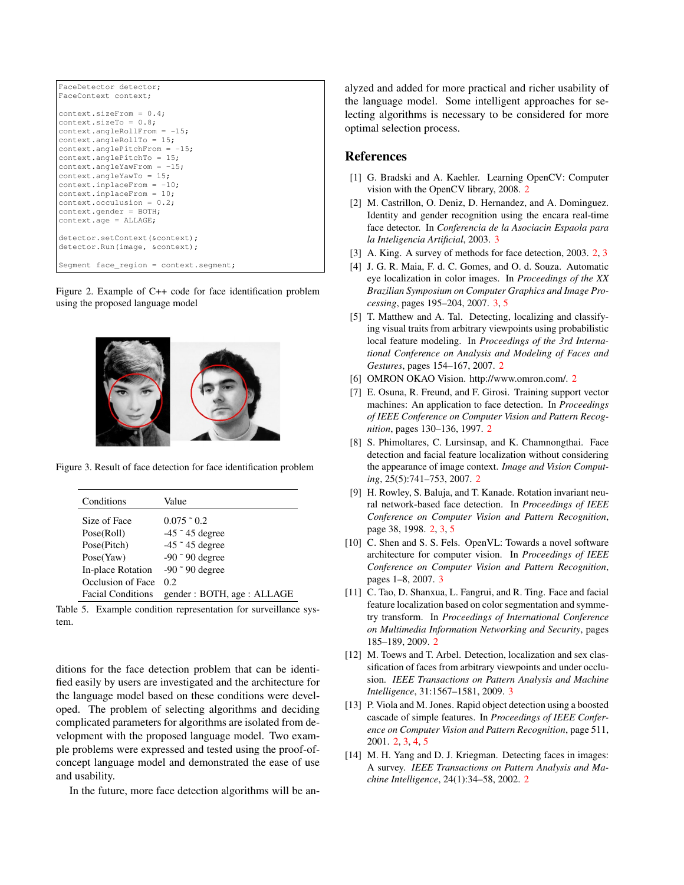```
FaceDetector detector;
FaceContext context;

context.sizeFrom = 0.4;
context.sizeTo = 0.8;
context.angleRollFrom = -15;
context.angleRollTo = 15;
context.anglePitchFrom = -15;
context.anglePitchTo = 15;
context.angleYawFrom = -15;
context.angleYawTo = 15;
context.inplaceFrom = -10;
context.inplaceFrom = 10;
context.occulusion = 0.2;
context.gender = BOTH;
context.age = ALLAGE;

detector.setContext(&context);
detector.Run(image, &context);

Segment face_region = context.segment;
```

Figure 2. Example of C++ code for face identification problem using the proposed language model

Figure 3. Result of face detection for face identification problem

| Conditions | Value |
|---|---|
| Size of Face | 0.075 ~ 0.2 |
| Pose(Roll) | -45 ~ 45 degree |
| Pose(Pitch) | -45 ~ 45 degree |
| Pose(Yaw) | -90 ~ 90 degree |
| In-place Rotation | -90 ~ 90 degree |
| Occlusion of Face | 0.2 |
| Facial Conditions | gender : BOTH, age : ALLAGE |

Table 5. Example condition representation for surveillance system.

ditions for the face detection problem that can be identified easily by users are investigated and the architecture for the language model based on these conditions were developed. The problem of selecting algorithms and deciding complicated parameters for algorithms are isolated from development with the proposed language model. Two example problems were expressed and tested using the proof-of-concept language model and demonstrated the ease of use and usability.

In the future, more face detection algorithms will be analyzed and added for more practical and richer usability of the language model. Some intelligent approaches for selecting algorithms is necessary to be considered for more optimal selection process.

## References

[1] G. Bradski and A. Kaehler. Learning OpenCV: Computer vision with the OpenCV library, 2008. 2

[2] M. Castrillon, O. Deniz, D. Hernandez, and A. Dominguez. Identity and gender recognition using the encara real-time face detector. In *Conferencia de la Asociacin Espaola para la Inteligencia Artificial*, 2003. 3

[3] A. King. A survey of methods for face detection, 2003. 2, 3

[4] J. G. R. Maia, F. d. C. Gomes, and O. d. Souza. Automatic eye localization in color images. In *Proceedings of the XX Brazilian Symposium on Computer Graphics and Image Processing*, pages 195–204, 2007. 3, 5

[5] T. Matthew and A. Tal. Detecting, localizing and classifying visual traits from arbitrary viewpoints using probabilistic local feature modeling. In *Proceedings of the 3rd International Conference on Analysis and Modeling of Faces and Gestures*, pages 154–167, 2007. 2

[6] OMRON OKAO Vision. http://www.omron.com/. 2

[7] E. Osuna, R. Freund, and F. Girosi. Training support vector machines: An application to face detection. In *Proceedings of IEEE Conference on Computer Vision and Pattern Recognition*, pages 130–136, 1997. 2

[8] S. Phimoltares, C. Lursinsap, and K. Chamnongthai. Face detection and facial feature localization without considering the appearance of image context. *Image and Vision Computing*, 25(5):741–753, 2007. 2

[9] H. Rowley, S. Baluja, and T. Kanade. Rotation invariant neural network-based face detection. In *Proceedings of IEEE Conference on Computer Vision and Pattern Recognition*, page 38, 1998. 2, 3, 5

[10] C. Shen and S. S. Fels. OpenVL: Towards a novel software architecture for computer vision. In *Proceedings of IEEE Conference on Computer Vision and Pattern Recognition*, pages 1–8, 2007. 3

[11] C. Tao, D. Shanxua, L. Fangrui, and R. Ting. Face and facial feature localization based on color segmentation and symmetry transform. In *Proceedings of International Conference on Multimedia Information Networking and Security*, pages 185–189, 2009. 2

[12] M. Toews and T. Arbel. Detection, localization and sex classification of faces from arbitrary viewpoints and under occlusion. *IEEE Transactions on Pattern Analysis and Machine Intelligence*, 31:1567–1581, 2009. 3

[13] P. Viola and M. Jones. Rapid object detection using a boosted cascade of simple features. In *Proceedings of IEEE Conference on Computer Vision and Pattern Recognition*, page 511, 2001. 2, 3, 4, 5

[14] M. H. Yang and D. J. Kriegman. Detecting faces in images: A survey. *IEEE Transactions on Pattern Analysis and Machine Intelligence*, 24(1):34–58, 2002. 2